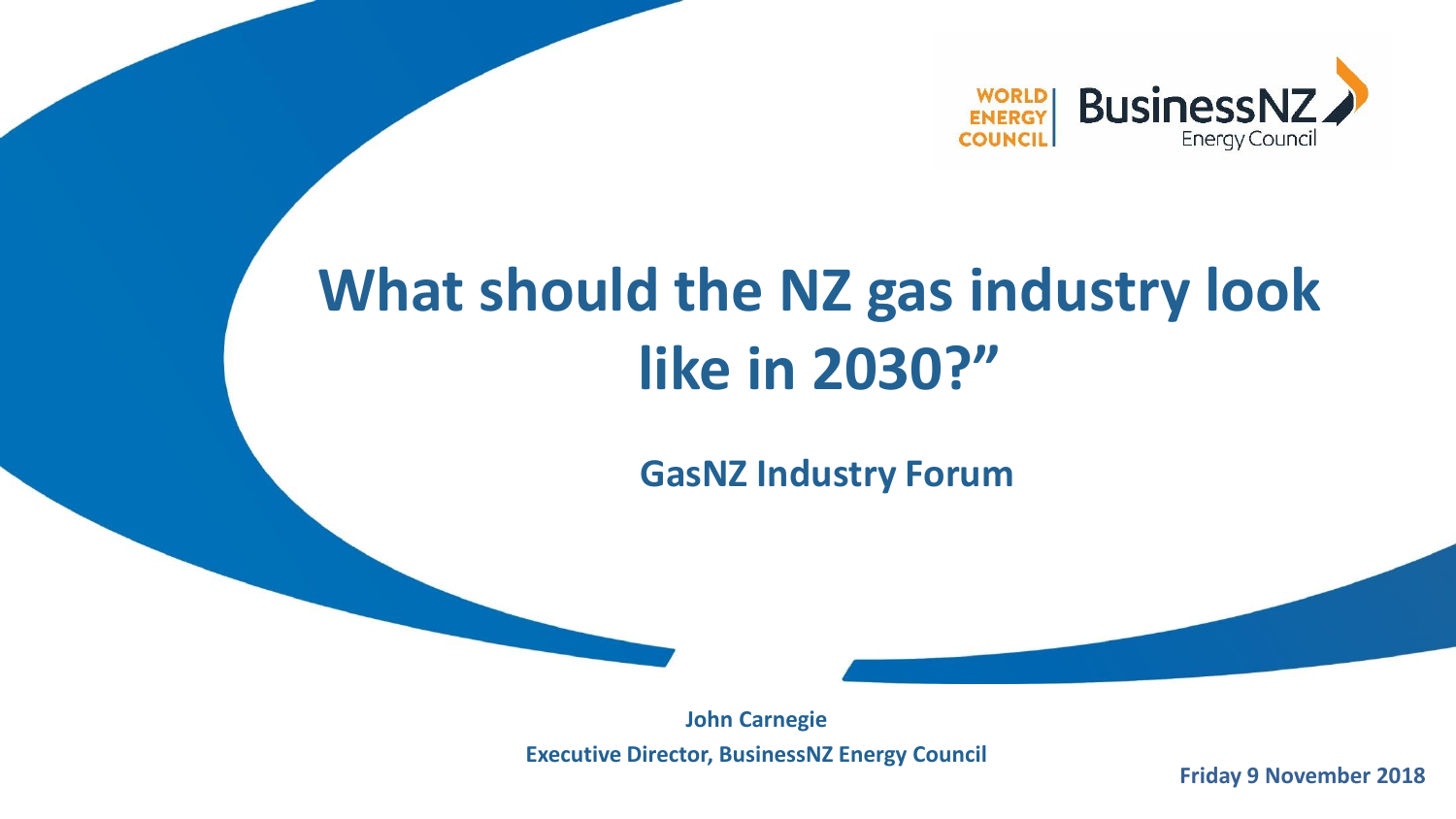WORLD ENERGY COUNCIL | BusinessNZ Energy Council

# What should the NZ gas industry look like in 2030?”

**GasNZ Industry Forum**

**John Carnegie**

**Executive Director, BusinessNZ Energy Council**

**Friday 9 November 2018**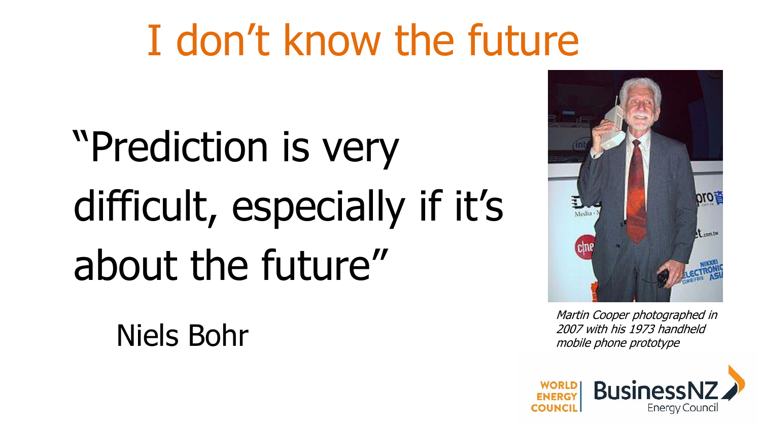# I don't know the future

"Prediction is very difficult, especially if it's about the future"

Niels Bohr

*Martin Cooper photographed in 2007 with his 1973 handheld mobile phone prototype*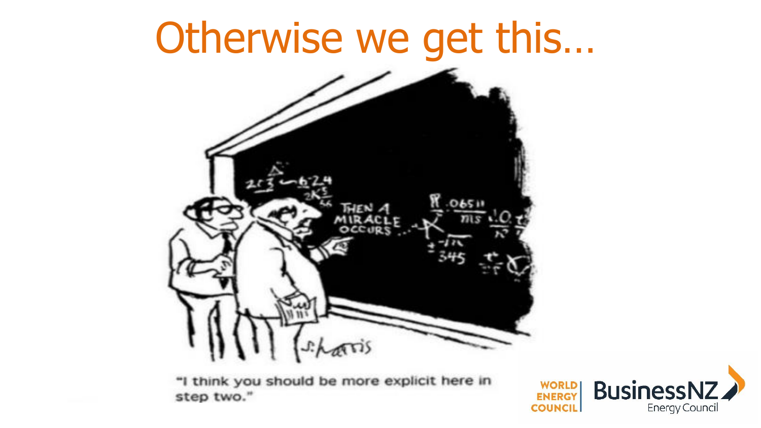# Otherwise we get this…

"I think you should be more explicit here in step two."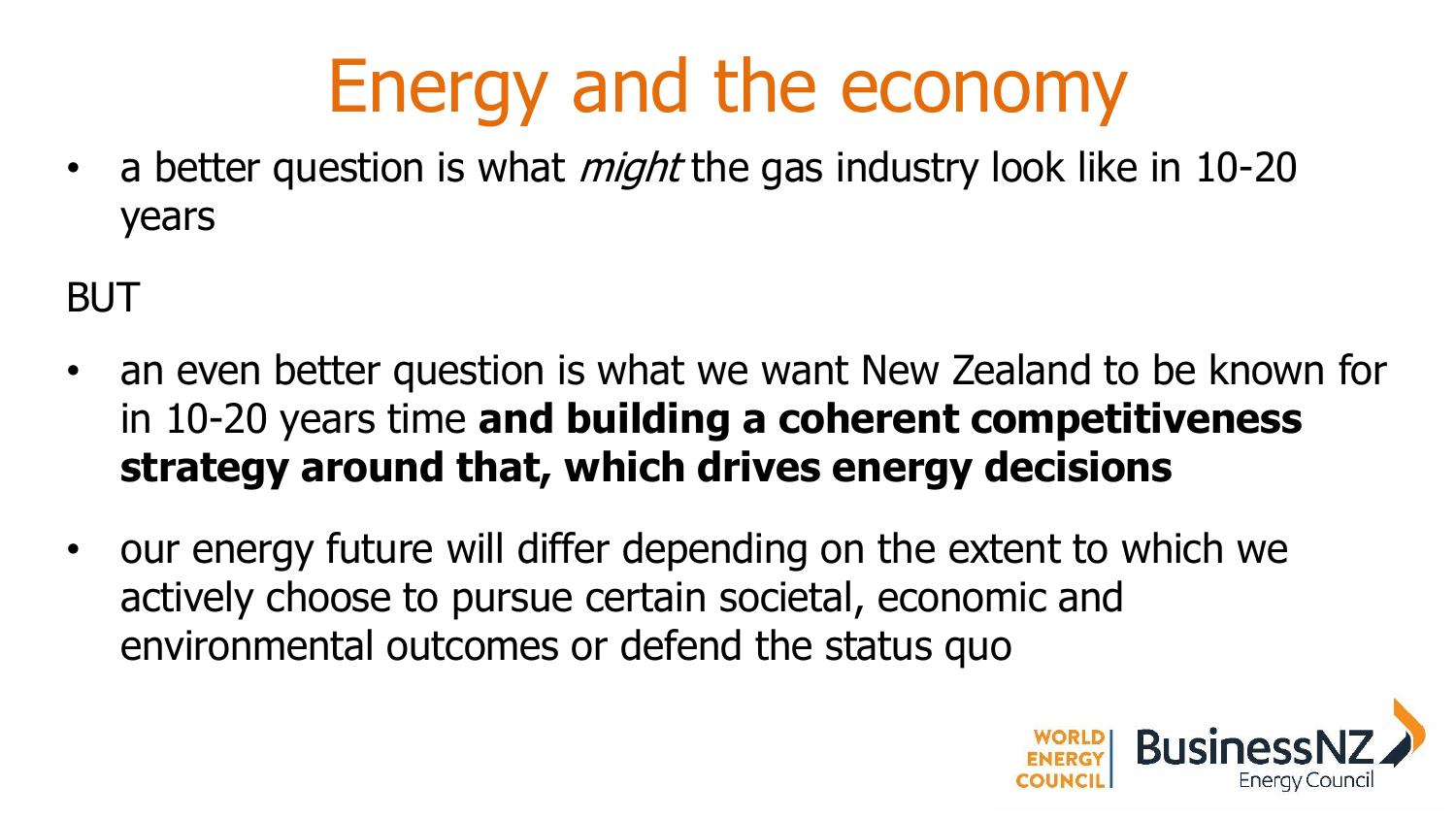# Energy and the economy

- a better question is what *might* the gas industry look like in 10-20 years

BUT

- an even better question is what we want New Zealand to be known for in 10-20 years time **and building a coherent competitiveness strategy around that, which drives energy decisions**
- our energy future will differ depending on the extent to which we actively choose to pursue certain societal, economic and environmental outcomes or defend the status quo

WORLD ENERGY COUNCIL | BusinessNZ Energy Council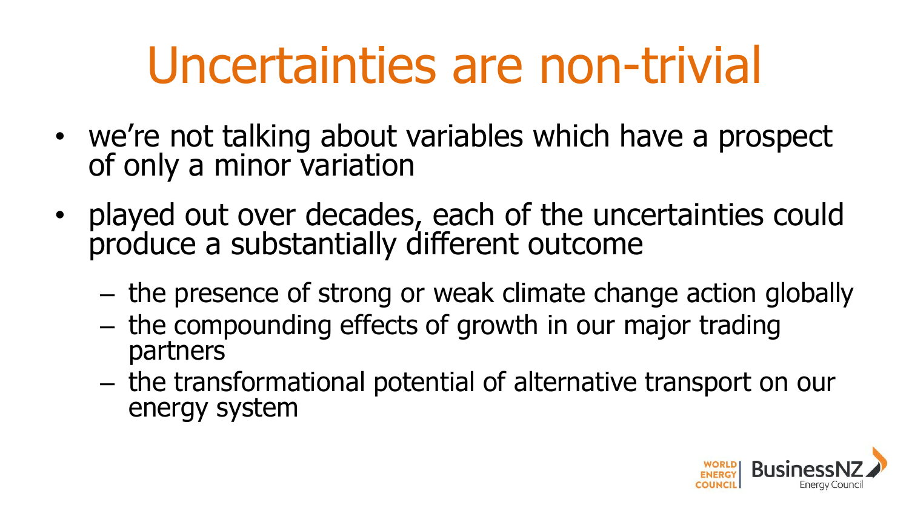# Uncertainties are non-trivial

- we're not talking about variables which have a prospect of only a minor variation
- played out over decades, each of the uncertainties could produce a substantially different outcome
  - the presence of strong or weak climate change action globally
  - the compounding effects of growth in our major trading partners
  - the transformational potential of alternative transport on our energy system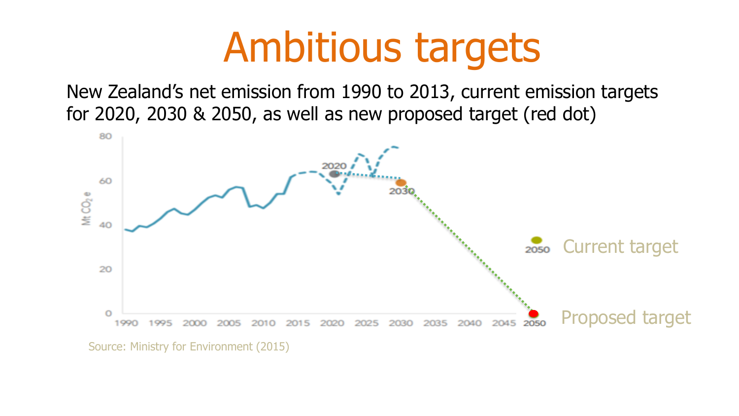# Ambitious targets

New Zealand's net emission from 1990 to 2013, current emission targets for 2020, 2030 & 2050, as well as new proposed target (red dot)

80
60
40
20
0

Mt $CO_2$e

1990 1995 2000 2005 2010 2015 2020 2025 2030 2035 2040 2045 2050

2020

2030

2050 Current target

2050 Proposed target

Source: Ministry for Environment (2015)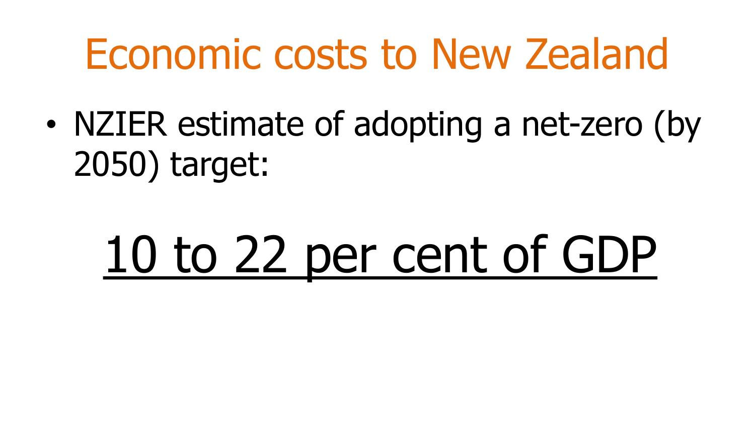# Economic costs to New Zealand

- NZIER estimate of adopting a net-zero (by 2050) target:

## <u>10 to 22 per cent of GDP</u>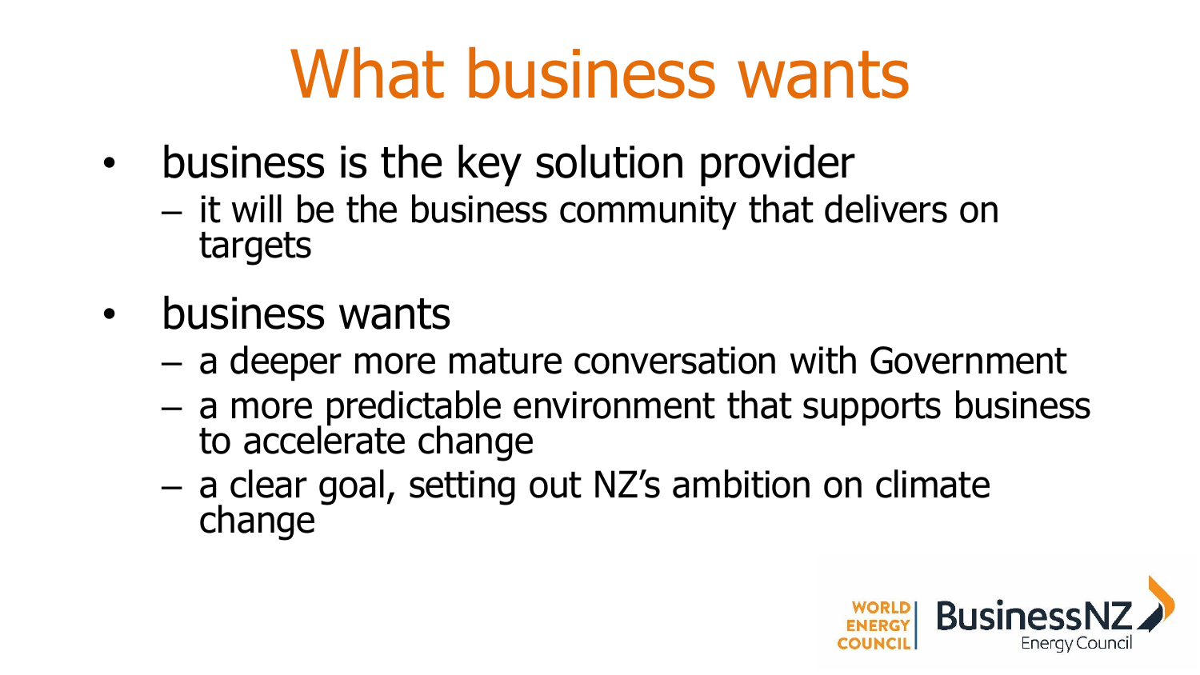# What business wants

- business is the key solution provider
  - it will be the business community that delivers on targets
- business wants
  - a deeper more mature conversation with Government
  - a more predictable environment that supports business to accelerate change
  - a clear goal, setting out NZ's ambition on climate change

WORLD ENERGY COUNCIL | BusinessNZ Energy Council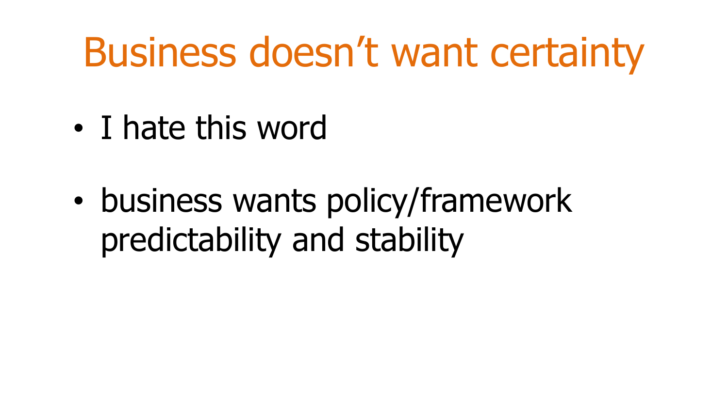# Business doesn't want certainty

- I hate this word
- business wants policy/framework predictability and stability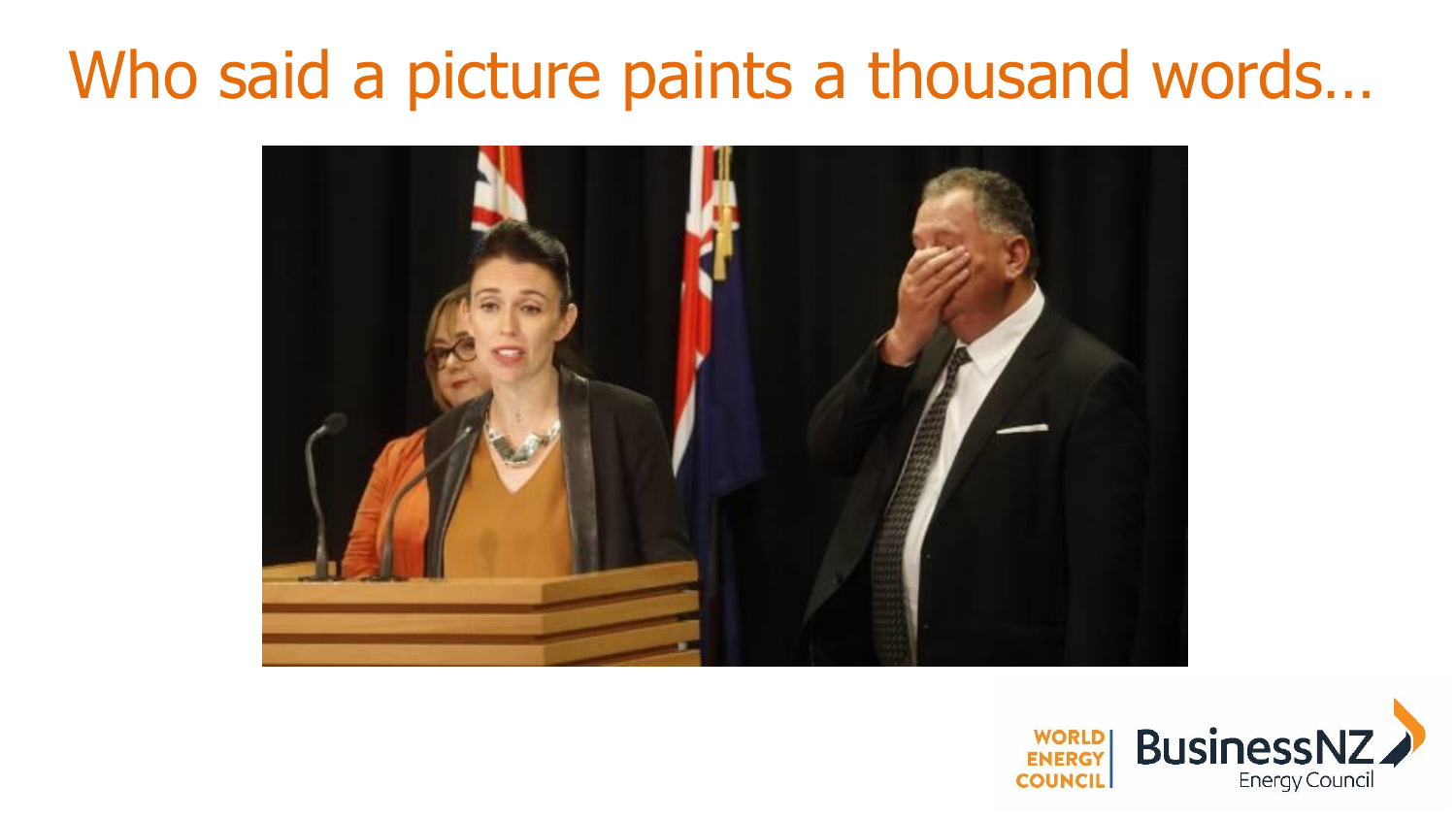# Who said a picture paints a thousand words…

WORLD ENERGY COUNCIL | BusinessNZ Energy Council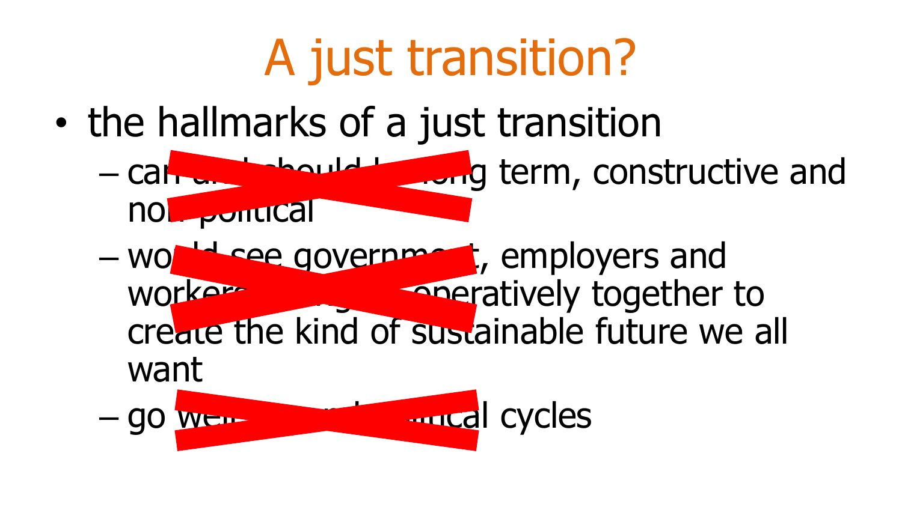# A just transition?

- the hallmarks of a just transition
  - can and should be long term, constructive and non-political
  - would see government, employers and workers working cooperatively together to create the kind of sustainable future we all want
  - go well beyond political cycles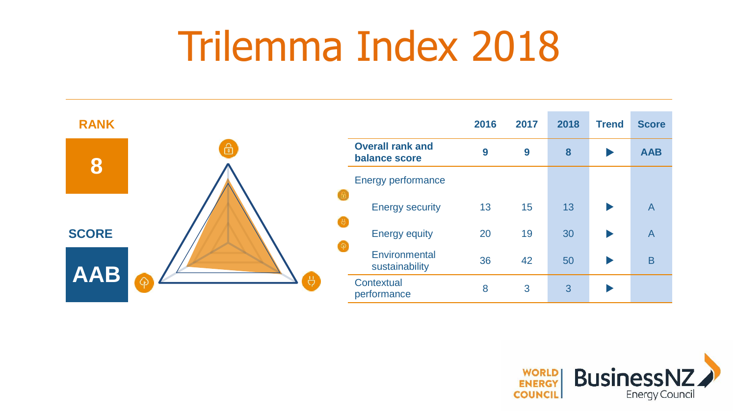# Trilemma Index 2018

**RANK**

**8**

**SCORE**

**AAB**

| | 2016 | 2017 | 2018 | Trend | Score |
|---|---|---|---|---|---|
| **Overall rank and balance score** | **9** | **9** | **8** | ▶ | **AAB** |
| Energy performance | | | | | |
| Energy security | 13 | 15 | 13 | ▶ | A |
| Energy equity | 20 | 19 | 30 | ▶ | A |
| Environmental sustainability | 36 | 42 | 50 | ▶ | B |
| Contextual performance | 8 | 3 | 3 | ▶ | |

WORLD ENERGY COUNCIL | BusinessNZ Energy Council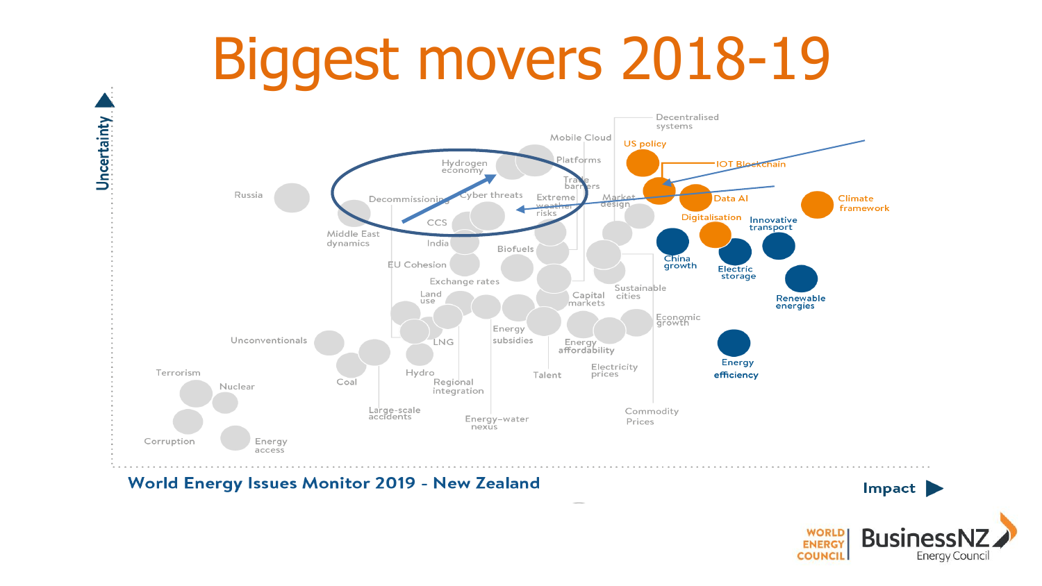# Biggest movers 2018-19

Uncertainty

Impact

Decentralised systems

Mobile Cloud

US policy

Platforms

Hydrogen economy

IOT Blockchain

Trade barriers

Russia

Decommissioning

Cyber threats

Extreme weather risks

Market design

Data AI

Climate framework

Middle East dynamics

CCS

Digitalisation

Innovative transport

India

Biofuels

China growth

Electric storage

EU Cohesion

Renewable energies

Exchange rates

Sustainable cities

Land use

Capital markets

Economic growth

Energy subsidies

Unconventionals

LNG

Energy affordability

Energy efficiency

Terrorism

Hydro

Talent

Electricity prices

Nuclear

Coal

Regional integration

Large-scale accidents

Commodity Prices

Energy-water nexus

Corruption

Energy access

World Energy Issues Monitor 2019 - New Zealand

WORLD ENERGY COUNCIL

BusinessNZ Energy Council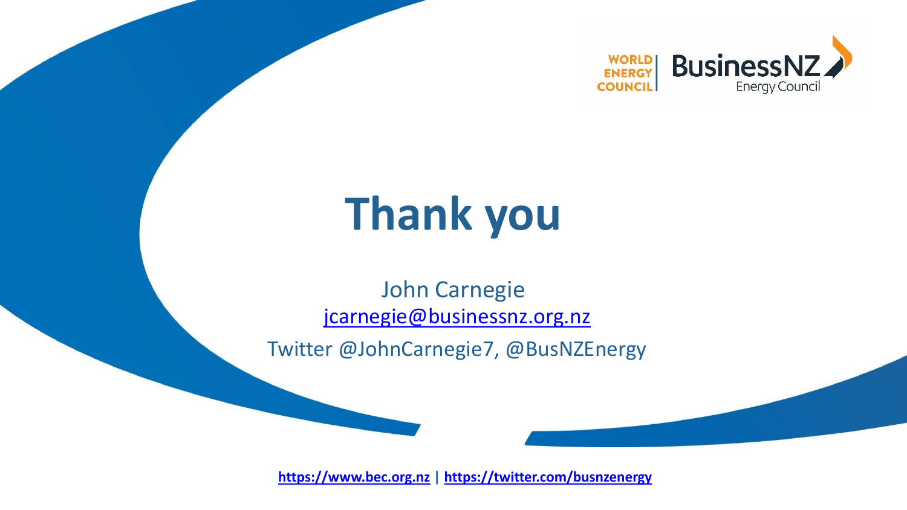# Thank you

John Carnegie

jcarnegie@businessnz.org.nz

Twitter @JohnCarnegie7, @BusNZEnergy

**https://www.bec.org.nz | https://twitter.com/busnzenergy**